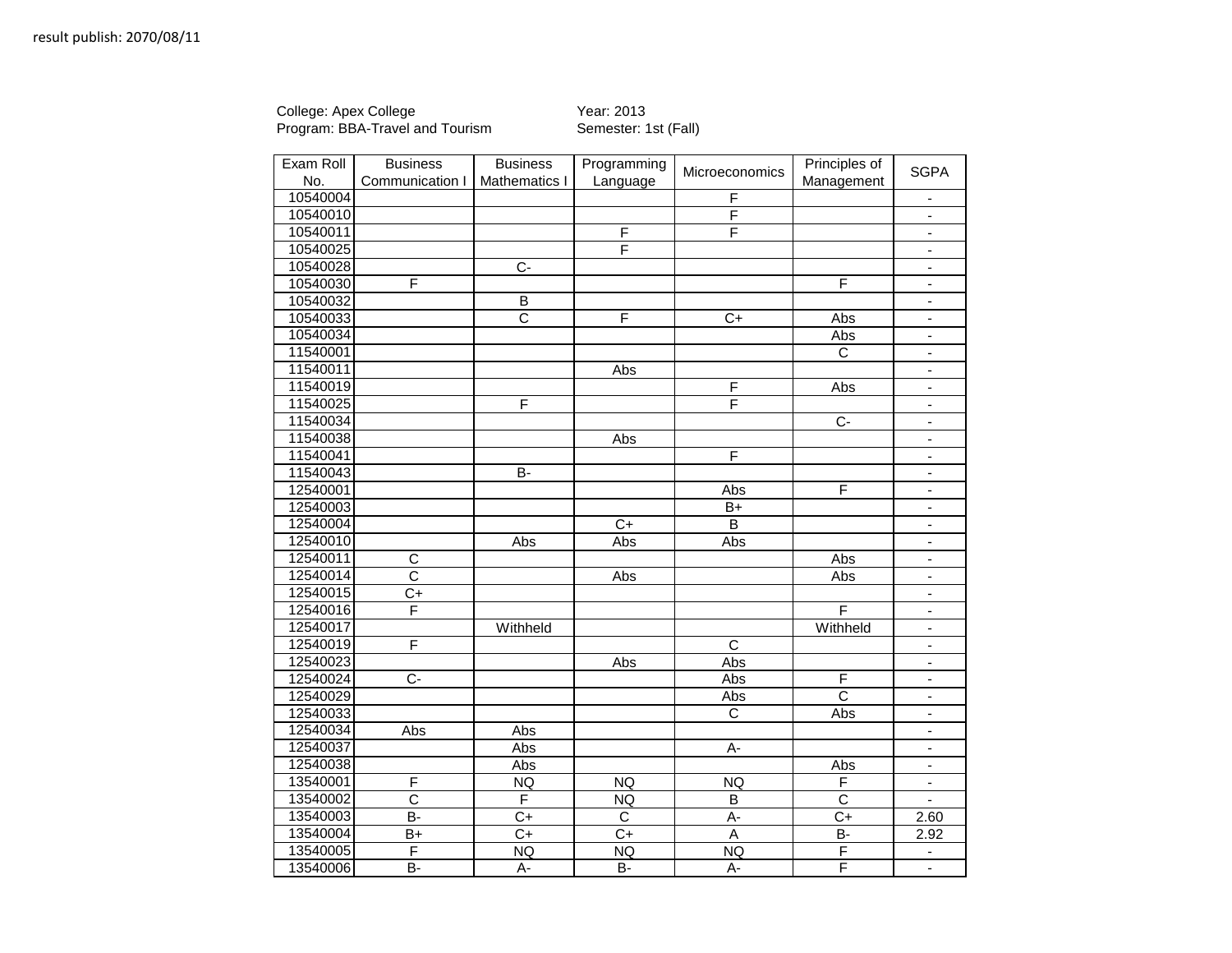result publish: 2070/08/11

College: Apex College
Program: BBA-Travel and Tourism

Year: 2013
Semester: 1st (Fall)

| Exam Roll No. | Business Communication I | Business Mathematics I | Programming Language | Microeconomics | Principles of Management | SGPA |
|---|---|---|---|---|---|---|
| 10540004 | | | | F | | - |
| 10540010 | | | | F | | - |
| 10540011 | | | F | F | | - |
| 10540025 | | | F | | | - |
| 10540028 | | C- | | | | - |
| 10540030 | F | | | | F | - |
| 10540032 | | B | | | | - |
| 10540033 | | C | F | C+ | Abs | - |
| 10540034 | | | | | Abs | - |
| 11540001 | | | | | C | - |
| 11540011 | | | Abs | | | - |
| 11540019 | | | | F | Abs | - |
| 11540025 | | F | | F | | - |
| 11540034 | | | | | C- | - |
| 11540038 | | | Abs | | | - |
| 11540041 | | | | F | | - |
| 11540043 | | B- | | | | - |
| 12540001 | | | | Abs | F | - |
| 12540003 | | | | B+ | | - |
| 12540004 | | | C+ | B | | - |
| 12540010 | | Abs | Abs | Abs | | - |
| 12540011 | C | | | | Abs | - |
| 12540014 | C | | Abs | | Abs | - |
| 12540015 | C+ | | | | | - |
| 12540016 | F | | | | F | - |
| 12540017 | | Withheld | | | Withheld | - |
| 12540019 | F | | | C | | - |
| 12540023 | | | Abs | Abs | | - |
| 12540024 | C- | | | Abs | F | - |
| 12540029 | | | | Abs | C | - |
| 12540033 | | | | C | Abs | - |
| 12540034 | Abs | Abs | | | | - |
| 12540037 | | Abs | | A- | | - |
| 12540038 | | Abs | | | Abs | - |
| 13540001 | F | NQ | NQ | NQ | F | - |
| 13540002 | C | F | NQ | B | C | - |
| 13540003 | B- | C+ | C | A- | C+ | 2.60 |
| 13540004 | B+ | C+ | C+ | A | B- | 2.92 |
| 13540005 | F | NQ | NQ | NQ | F | - |
| 13540006 | B- | A- | B- | A- | F | - |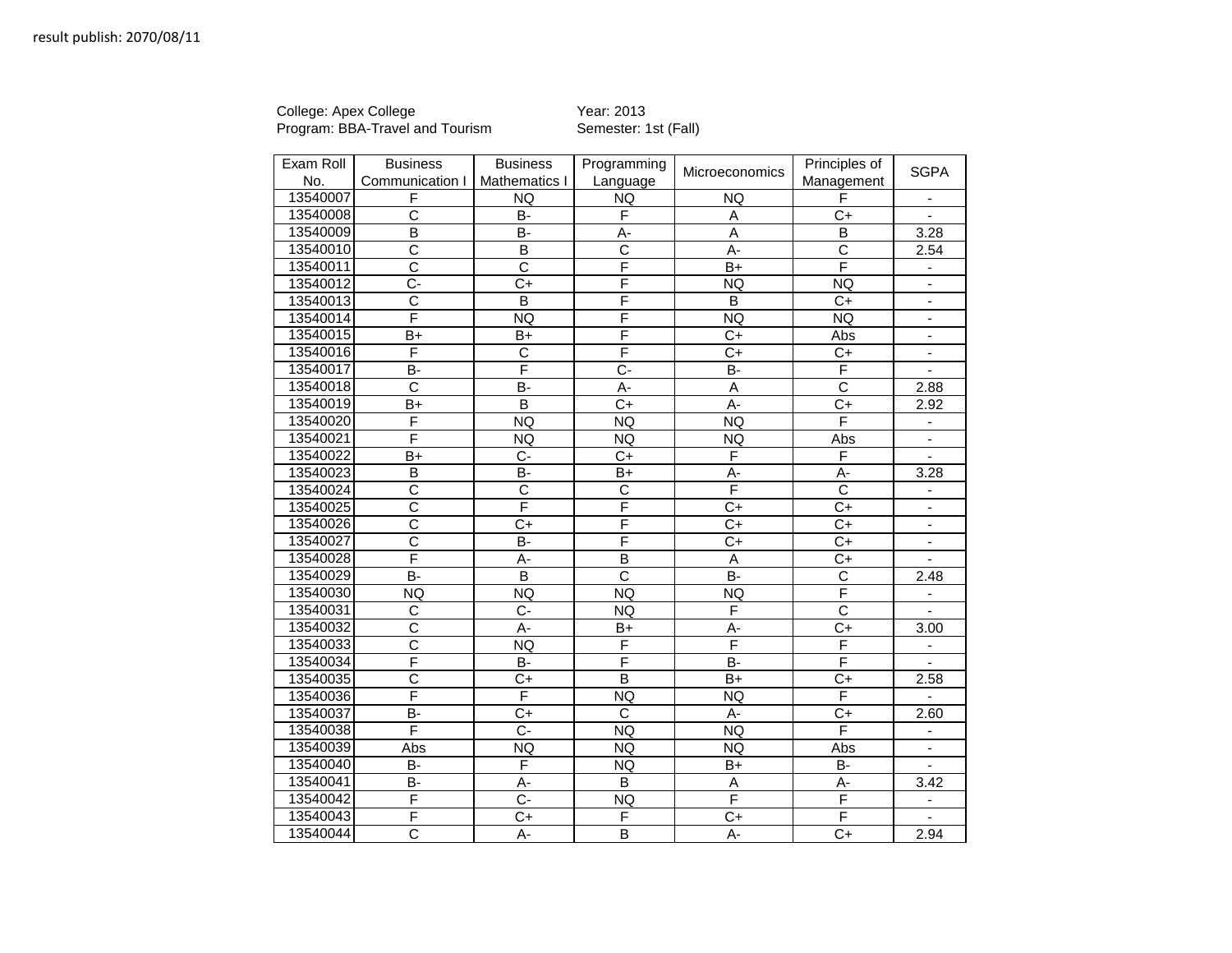result publish: 2070/08/11

College: Apex College
Program: BBA-Travel and Tourism

Year: 2013
Semester: 1st (Fall)

| Exam Roll No. | Business Communication I | Business Mathematics I | Programming Language | Microeconomics | Principles of Management | SGPA |
|---|---|---|---|---|---|---|
| 13540007 | F | NQ | NQ | NQ | F | - |
| 13540008 | C | B- | F | A | C+ | - |
| 13540009 | B | B- | A- | A | B | 3.28 |
| 13540010 | C | B | C | A- | C | 2.54 |
| 13540011 | C | C | F | B+ | F | - |
| 13540012 | C- | C+ | F | NQ | NQ | - |
| 13540013 | C | B | F | B | C+ | - |
| 13540014 | F | NQ | F | NQ | NQ | - |
| 13540015 | B+ | B+ | F | C+ | Abs | - |
| 13540016 | F | C | F | C+ | C+ | - |
| 13540017 | B- | F | C- | B- | F | - |
| 13540018 | C | B- | A- | A | C | 2.88 |
| 13540019 | B+ | B | C+ | A- | C+ | 2.92 |
| 13540020 | F | NQ | NQ | NQ | F | - |
| 13540021 | F | NQ | NQ | NQ | Abs | - |
| 13540022 | B+ | C- | C+ | F | F | - |
| 13540023 | B | B- | B+ | A- | A- | 3.28 |
| 13540024 | C | C | C | F | C | - |
| 13540025 | C | F | F | C+ | C+ | - |
| 13540026 | C | C+ | F | C+ | C+ | - |
| 13540027 | C | B- | F | C+ | C+ | - |
| 13540028 | F | A- | B | A | C+ | - |
| 13540029 | B- | B | C | B- | C | 2.48 |
| 13540030 | NQ | NQ | NQ | NQ | F | - |
| 13540031 | C | C- | NQ | F | C | - |
| 13540032 | C | A- | B+ | A- | C+ | 3.00 |
| 13540033 | C | NQ | F | F | F | - |
| 13540034 | F | B- | F | B- | F | - |
| 13540035 | C | C+ | B | B+ | C+ | 2.58 |
| 13540036 | F | F | NQ | NQ | F | - |
| 13540037 | B- | C+ | C | A- | C+ | 2.60 |
| 13540038 | F | C- | NQ | NQ | F | - |
| 13540039 | Abs | NQ | NQ | NQ | Abs | - |
| 13540040 | B- | F | NQ | B+ | B- | - |
| 13540041 | B- | A- | B | A | A- | 3.42 |
| 13540042 | F | C- | NQ | F | F | - |
| 13540043 | F | C+ | F | C+ | F | - |
| 13540044 | C | A- | B | A- | C+ | 2.94 |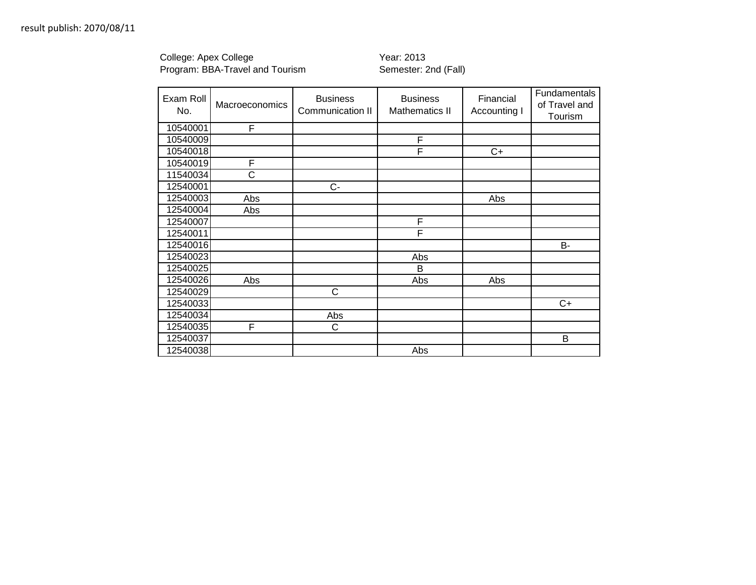result publish: 2070/08/11

College: Apex College
Program: BBA-Travel and Tourism

Year: 2013
Semester: 2nd (Fall)

| Exam Roll No. | Macroeconomics | Business Communication II | Business Mathematics II | Financial Accounting I | Fundamentals of Travel and Tourism |
|---|---|---|---|---|---|
| 10540001 | F | | | | |
| 10540009 | | | F | | |
| 10540018 | | | F | C+ | |
| 10540019 | F | | | | |
| 11540034 | C | | | | |
| 12540001 | | C- | | | |
| 12540003 | Abs | | | Abs | |
| 12540004 | Abs | | | | |
| 12540007 | | | F | | |
| 12540011 | | | F | | |
| 12540016 | | | | | B- |
| 12540023 | | | Abs | | |
| 12540025 | | | B | | |
| 12540026 | Abs | | Abs | Abs | |
| 12540029 | | C | | | |
| 12540033 | | | | | C+ |
| 12540034 | | Abs | | | |
| 12540035 | F | C | | | |
| 12540037 | | | | | B |
| 12540038 | | | Abs | | |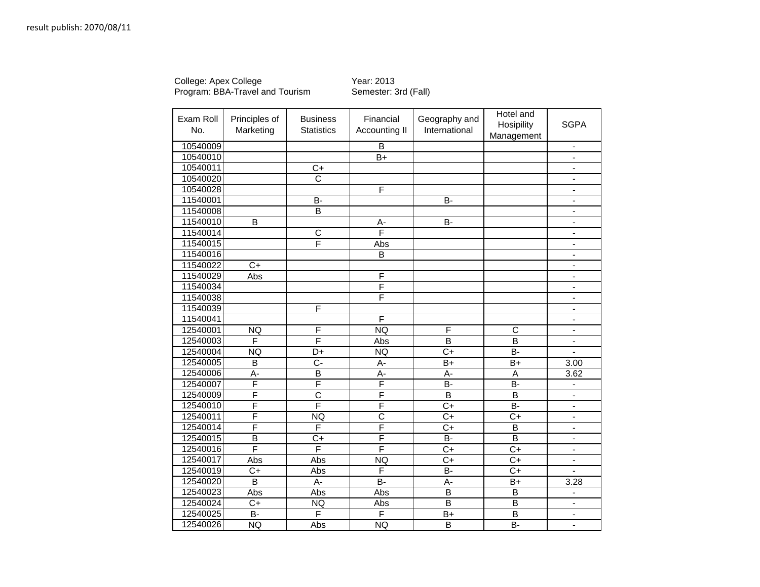result publish: 2070/08/11

College: Apex College
Program: BBA-Travel and Tourism

Year: 2013
Semester: 3rd (Fall)

| Exam Roll No. | Principles of Marketing | Business Statistics | Financial Accounting II | Geography and International | Hotel and Hosipility Management | SGPA |
|---|---|---|---|---|---|---|
| 10540009 | | | B | | | - |
| 10540010 | | | B+ | | | - |
| 10540011 | | C+ | | | | - |
| 10540020 | | C | | | | - |
| 10540028 | | | F | | | - |
| 11540001 | | B- | | B- | | - |
| 11540008 | | B | | | | - |
| 11540010 | B | | A- | B- | | - |
| 11540014 | | C | F | | | - |
| 11540015 | | F | Abs | | | - |
| 11540016 | | | B | | | - |
| 11540022 | C+ | | | | | - |
| 11540029 | Abs | | F | | | - |
| 11540034 | | | F | | | - |
| 11540038 | | | F | | | - |
| 11540039 | | F | | | | - |
| 11540041 | | | F | | | - |
| 12540001 | NQ | F | NQ | F | C | - |
| 12540003 | F | F | Abs | B | B | - |
| 12540004 | NQ | D+ | NQ | C+ | B- | - |
| 12540005 | B | C- | A- | B+ | B+ | 3.00 |
| 12540006 | A- | B | A- | A- | A | 3.62 |
| 12540007 | F | F | F | B- | B- | - |
| 12540009 | F | C | F | B | B | - |
| 12540010 | F | F | F | C+ | B- | - |
| 12540011 | F | NQ | C | C+ | C+ | - |
| 12540014 | F | F | F | C+ | B | - |
| 12540015 | B | C+ | F | B- | B | - |
| 12540016 | F | F | F | C+ | C+ | - |
| 12540017 | Abs | Abs | NQ | C+ | C+ | - |
| 12540019 | C+ | Abs | F | B- | C+ | - |
| 12540020 | B | A- | B- | A- | B+ | 3.28 |
| 12540023 | Abs | Abs | Abs | B | B | - |
| 12540024 | C+ | NQ | Abs | B | B | - |
| 12540025 | B- | F | F | B+ | B | - |
| 12540026 | NQ | Abs | NQ | B | B- | - |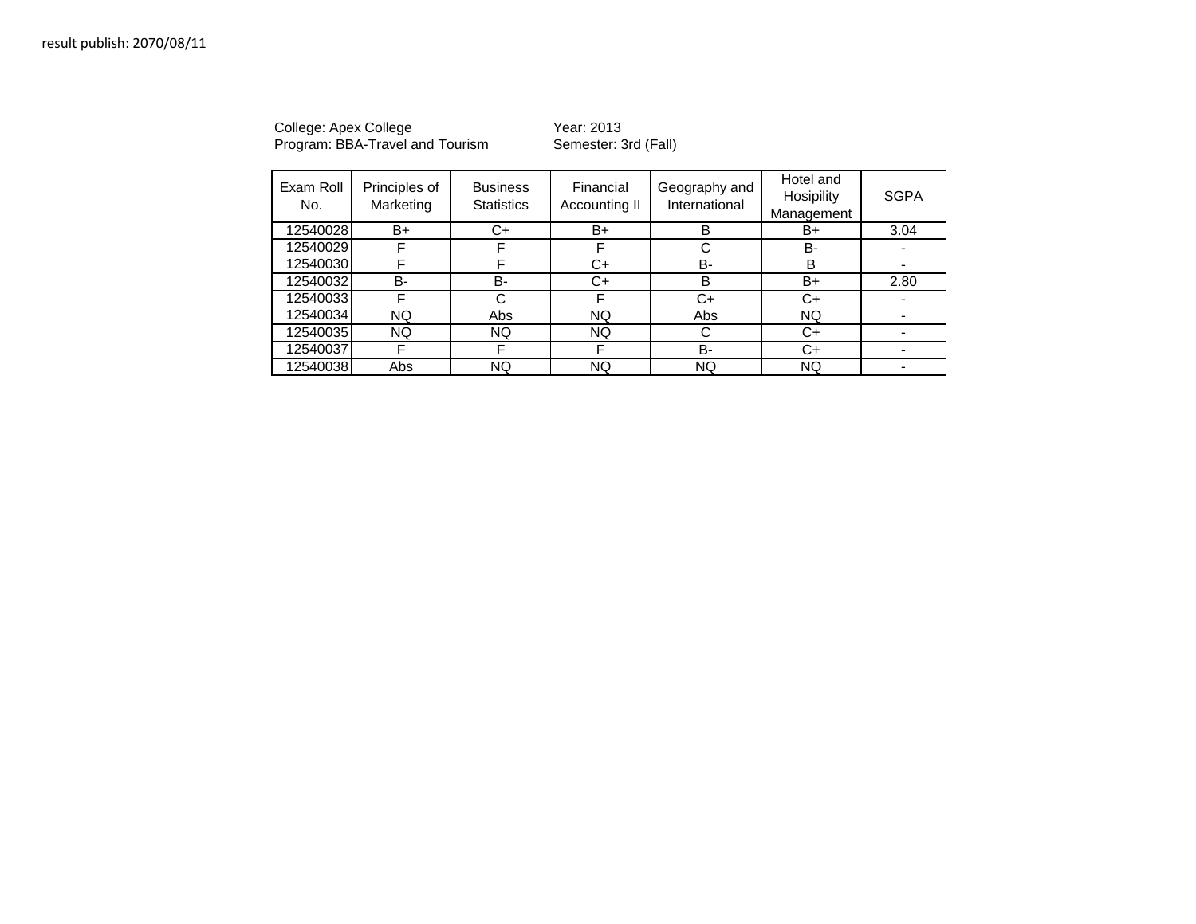result publish: 2070/08/11

College: Apex College
Program: BBA-Travel and Tourism

Year: 2013
Semester: 3rd (Fall)

| Exam Roll No. | Principles of Marketing | Business Statistics | Financial Accounting II | Geography and International | Hotel and Hosipility Management | SGPA |
|---|---|---|---|---|---|---|
| 12540028 | B+ | C+ | B+ | B | B+ | 3.04 |
| 12540029 | F | F | F | C | B- | - |
| 12540030 | F | F | C+ | B- | B | - |
| 12540032 | B- | B- | C+ | B | B+ | 2.80 |
| 12540033 | F | C | F | C+ | C+ | - |
| 12540034 | NQ | Abs | NQ | Abs | NQ | - |
| 12540035 | NQ | NQ | NQ | C | C+ | - |
| 12540037 | F | F | F | B- | C+ | - |
| 12540038 | Abs | NQ | NQ | NQ | NQ | - |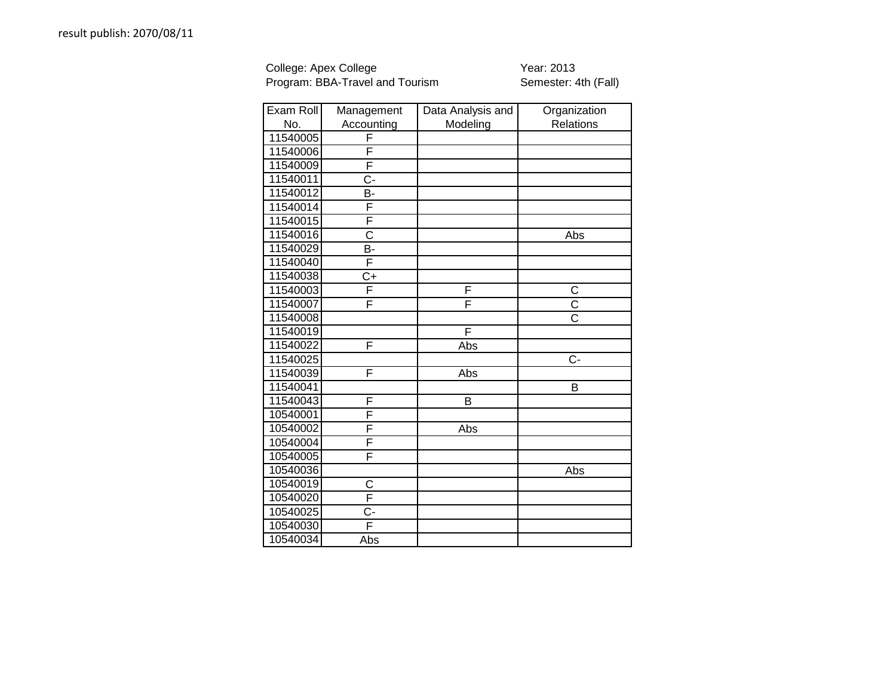result publish: 2070/08/11

College: Apex College
Program: BBA-Travel and Tourism

Year: 2013
Semester: 4th (Fall)

| Exam Roll No. | Management Accounting | Data Analysis and Modeling | Organization Relations |
|---|---|---|---|
| 11540005 | F | | |
| 11540006 | F | | |
| 11540009 | F | | |
| 11540011 | C- | | |
| 11540012 | B- | | |
| 11540014 | F | | |
| 11540015 | F | | |
| 11540016 | C | | Abs |
| 11540029 | B- | | |
| 11540040 | F | | |
| 11540038 | C+ | | |
| 11540003 | F | F | C |
| 11540007 | F | F | C |
| 11540008 | | | C |
| 11540019 | | F | |
| 11540022 | F | Abs | |
| 11540025 | | | C- |
| 11540039 | F | Abs | |
| 11540041 | | | B |
| 11540043 | F | B | |
| 10540001 | F | | |
| 10540002 | F | Abs | |
| 10540004 | F | | |
| 10540005 | F | | |
| 10540036 | | | Abs |
| 10540019 | C | | |
| 10540020 | F | | |
| 10540025 | C- | | |
| 10540030 | F | | |
| 10540034 | Abs | | |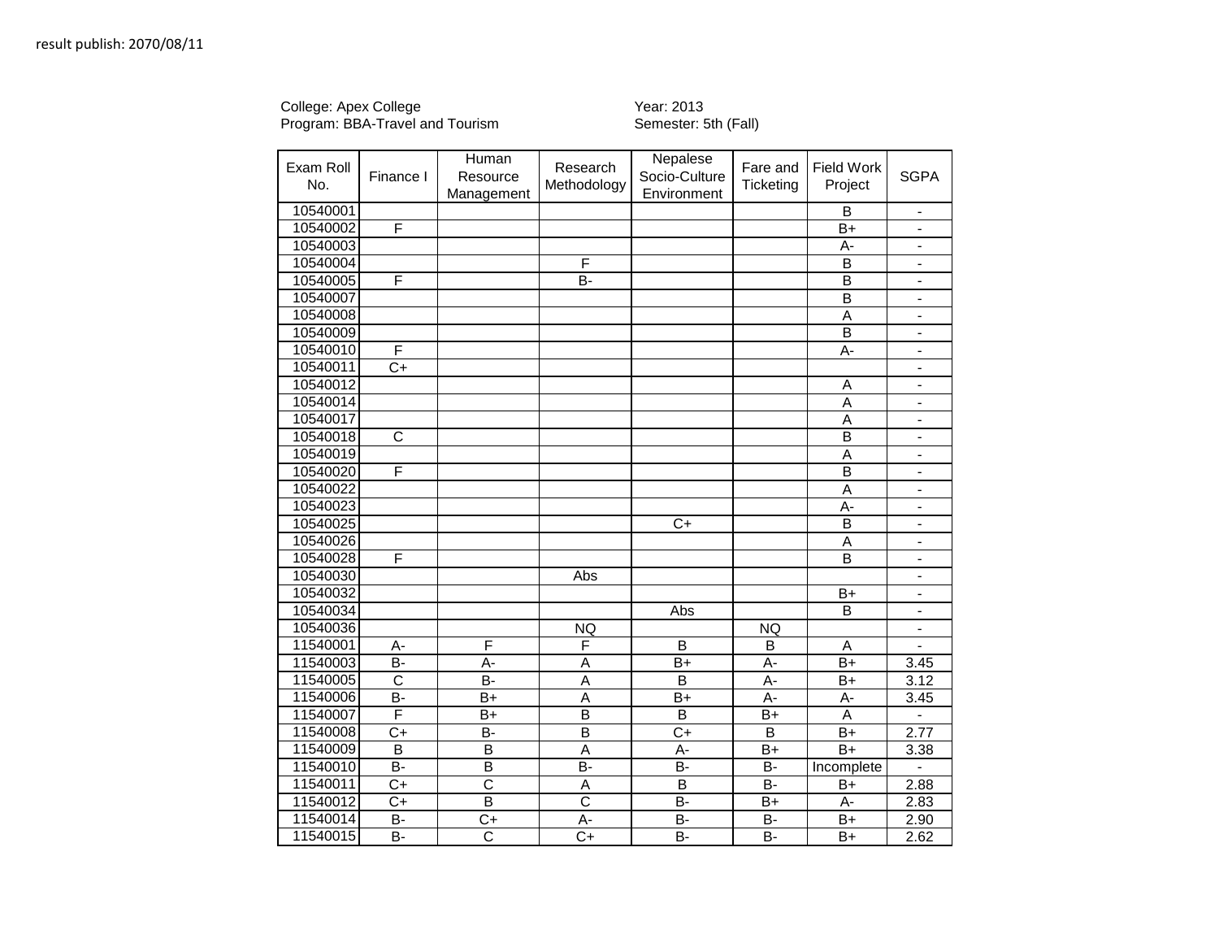result publish: 2070/08/11

College: Apex College
Program: BBA-Travel and Tourism

Year: 2013
Semester: 5th (Fall)

| Exam Roll No. | Finance I | Human Resource Management | Research Methodology | Nepalese Socio-Culture Environment | Fare and Ticketing | Field Work Project | SGPA |
|---|---|---|---|---|---|---|---|
| 10540001 | | | | | | B | - |
| 10540002 | F | | | | | B+ | - |
| 10540003 | | | | | | A- | - |
| 10540004 | | | F | | | B | - |
| 10540005 | F | | B- | | | B | - |
| 10540007 | | | | | | B | - |
| 10540008 | | | | | | A | - |
| 10540009 | | | | | | B | - |
| 10540010 | F | | | | | A- | - |
| 10540011 | C+ | | | | | | - |
| 10540012 | | | | | | A | - |
| 10540014 | | | | | | A | - |
| 10540017 | | | | | | A | - |
| 10540018 | C | | | | | B | - |
| 10540019 | | | | | | A | - |
| 10540020 | F | | | | | B | - |
| 10540022 | | | | | | A | - |
| 10540023 | | | | | | A- | - |
| 10540025 | | | | C+ | | B | - |
| 10540026 | | | | | | A | - |
| 10540028 | F | | | | | B | - |
| 10540030 | | | Abs | | | | - |
| 10540032 | | | | | | B+ | - |
| 10540034 | | | | Abs | | B | - |
| 10540036 | | | NQ | | NQ | | - |
| 11540001 | A- | F | F | B | B | A | - |
| 11540003 | B- | A- | A | B+ | A- | B+ | 3.45 |
| 11540005 | C | B- | A | B | A- | B+ | 3.12 |
| 11540006 | B- | B+ | A | B+ | A- | A- | 3.45 |
| 11540007 | F | B+ | B | B | B+ | A | - |
| 11540008 | C+ | B- | B | C+ | B | B+ | 2.77 |
| 11540009 | B | B | A | A- | B+ | B+ | 3.38 |
| 11540010 | B- | B | B- | B- | B- | Incomplete | - |
| 11540011 | C+ | C | A | B | B- | B+ | 2.88 |
| 11540012 | C+ | B | C | B- | B+ | A- | 2.83 |
| 11540014 | B- | C+ | A- | B- | B- | B+ | 2.90 |
| 11540015 | B- | C | C+ | B- | B- | B+ | 2.62 |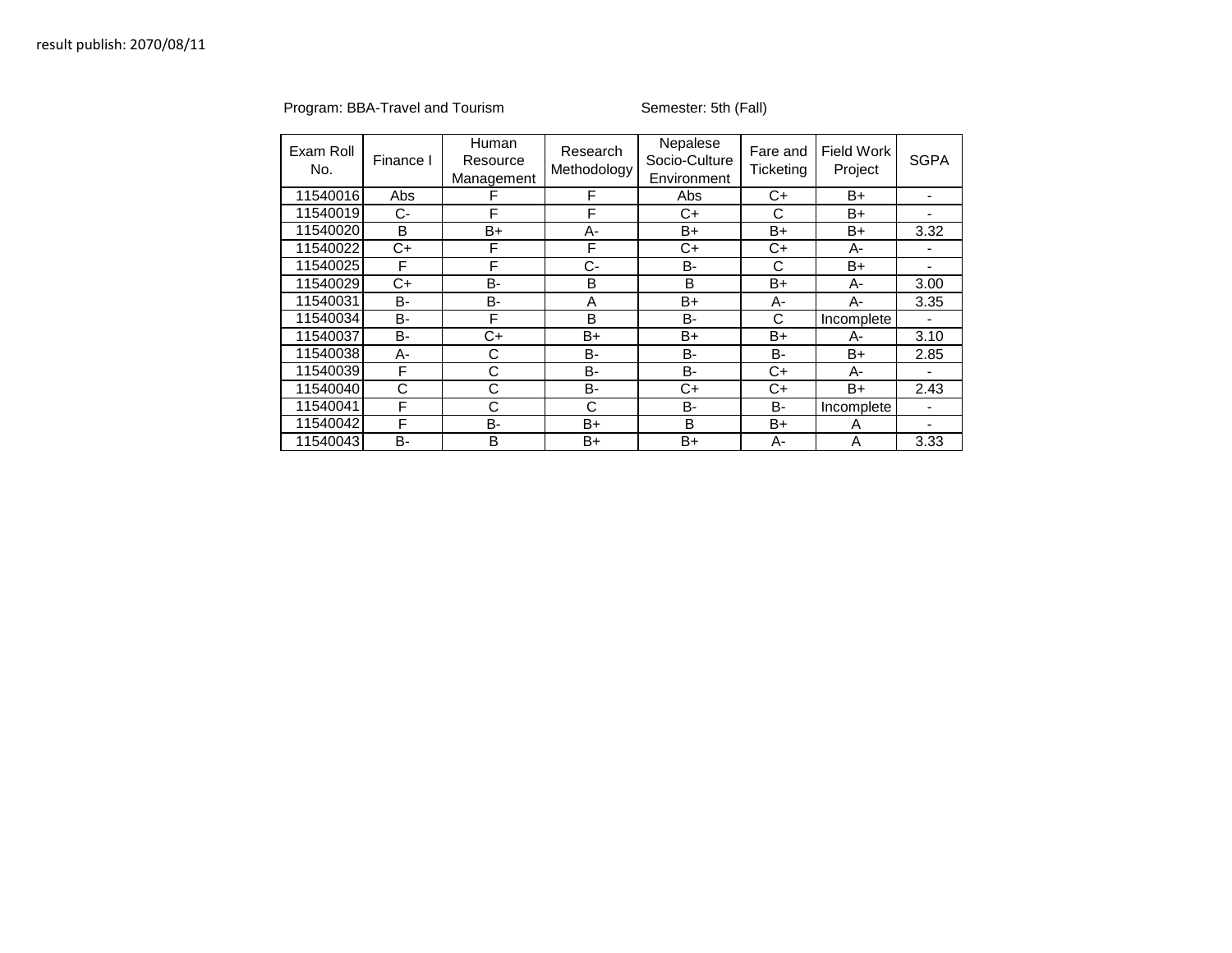result publish: 2070/08/11

Program: BBA-Travel and Tourism　　　　Semester: 5th (Fall)

| Exam Roll No. | Finance I | Human Resource Management | Research Methodology | Nepalese Socio-Culture Environment | Fare and Ticketing | Field Work Project | SGPA |
|---|---|---|---|---|---|---|---|
| 11540016 | Abs | F | F | Abs | C+ | B+ | - |
| 11540019 | C- | F | F | C+ | C | B+ | - |
| 11540020 | B | B+ | A- | B+ | B+ | B+ | 3.32 |
| 11540022 | C+ | F | F | C+ | C+ | A- | - |
| 11540025 | F | F | C- | B- | C | B+ | - |
| 11540029 | C+ | B- | B | B | B+ | A- | 3.00 |
| 11540031 | B- | B- | A | B+ | A- | A- | 3.35 |
| 11540034 | B- | F | B | B- | C | Incomplete | - |
| 11540037 | B- | C+ | B+ | B+ | B+ | A- | 3.10 |
| 11540038 | A- | C | B- | B- | B- | B+ | 2.85 |
| 11540039 | F | C | B- | B- | C+ | A- | - |
| 11540040 | C | C | B- | C+ | C+ | B+ | 2.43 |
| 11540041 | F | C | C | B- | B- | Incomplete | - |
| 11540042 | F | B- | B+ | B | B+ | A | - |
| 11540043 | B- | B | B+ | B+ | A- | A | 3.33 |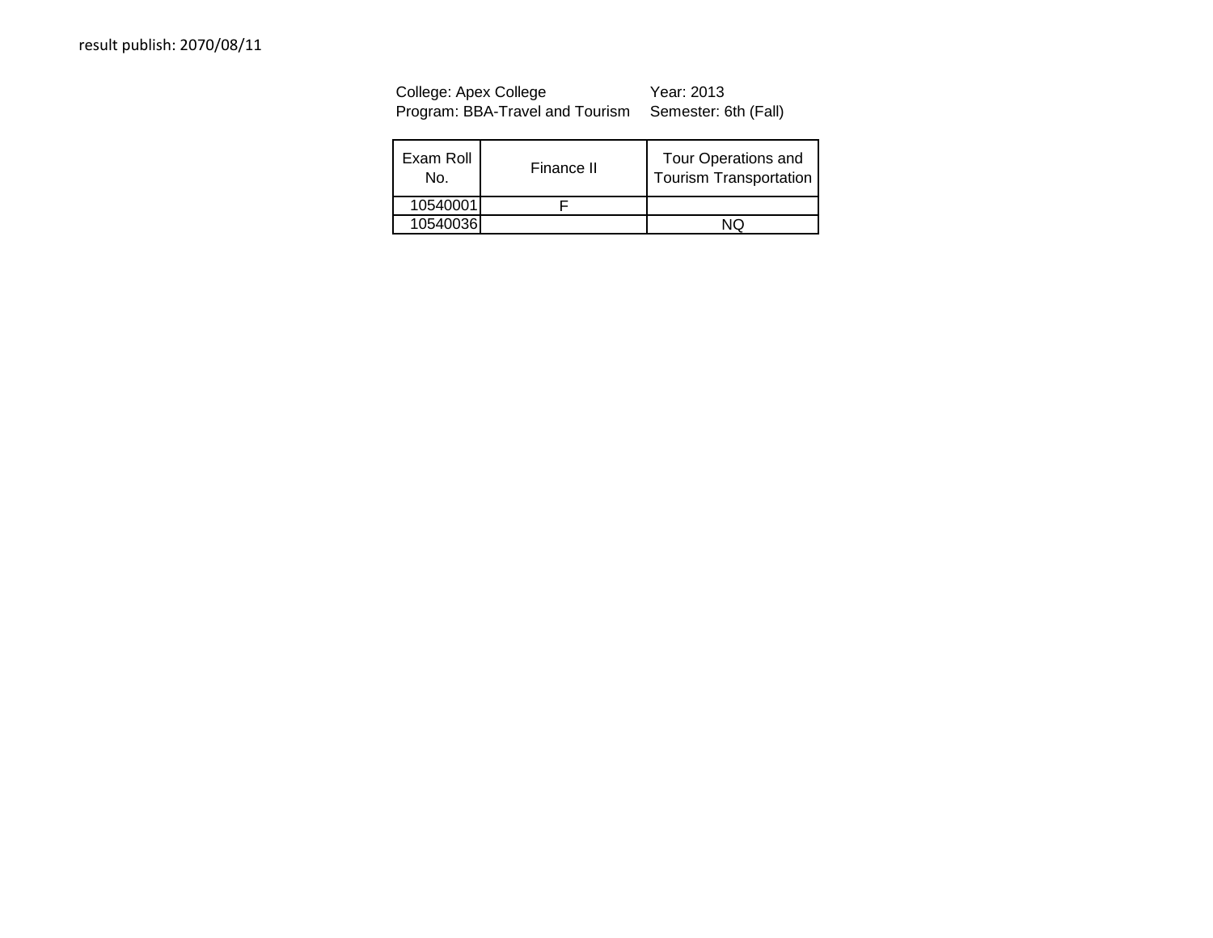result publish: 2070/08/11

College: Apex College Year: 2013
Program: BBA-Travel and Tourism Semester: 6th (Fall)

| Exam Roll No. | Finance II | Tour Operations and Tourism Transportation |
|---|---|---|
| 10540001 | F | |
| 10540036 | | NQ |